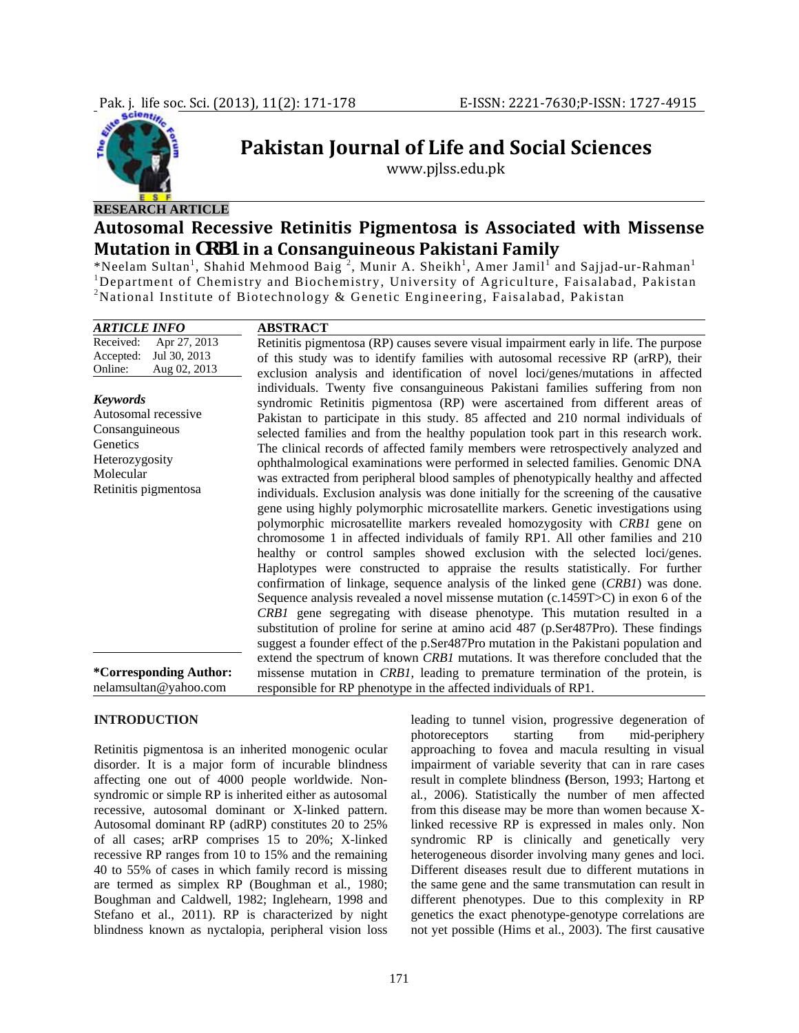RESEARCH ARTICLE

# Autosomal Recessive Retinitis Pigmentosa is Associated with Missense Mutation in *CRB1* in a Consanguineous Pakistani Family

*Neelam Sultan[1], Shahid Mehmood Baig [2], Munir A. Sheikh[1], Amer Jamil[1] and Sajjad-ur-Rahman[1]

[1]Department of Chemistry and Biochemistry, University of Agriculture, Faisalabad, Pakistan

[2]National Institute of Biotechnology & Genetic Engineering, Faisalabad, Pakistan

## ARTICLE INFO

Received: Apr 27, 2013
Accepted: Jul 30, 2013
Online: Aug 02, 2013

***Keywords***

Autosomal recessive
Consanguineous
Genetics
Heterozygosity
Molecular
Retinitis pigmentosa

**\*Corresponding Author:**
nelamsultan@yahoo.com

## ABSTRACT

Retinitis pigmentosa (RP) causes severe visual impairment early in life. The purpose of this study was to identify families with autosomal recessive RP (arRP), their exclusion analysis and identification of novel loci/genes/mutations in affected individuals. Twenty five consanguineous Pakistani families suffering from non syndromic Retinitis pigmentosa (RP) were ascertained from different areas of Pakistan to participate in this study. 85 affected and 210 normal individuals of selected families and from the healthy population took part in this research work. The clinical records of affected family members were retrospectively analyzed and ophthalmological examinations were performed in selected families. Genomic DNA was extracted from peripheral blood samples of phenotypically healthy and affected individuals. Exclusion analysis was done initially for the screening of the causative gene using highly polymorphic microsatellite markers. Genetic investigations using polymorphic microsatellite markers revealed homozygosity with *CRB1* gene on chromosome 1 in affected individuals of family RP1. All other families and 210 healthy or control samples showed exclusion with the selected loci/genes. Haplotypes were constructed to appraise the results statistically. For further confirmation of linkage, sequence analysis of the linked gene (*CRB1*) was done. Sequence analysis revealed a novel missense mutation (c.1459T>C) in exon 6 of the *CRB1* gene segregating with disease phenotype. This mutation resulted in a substitution of proline for serine at amino acid 487 (p.Ser487Pro). These findings suggest a founder effect of the p.Ser487Pro mutation in the Pakistani population and extend the spectrum of known *CRB1* mutations. It was therefore concluded that the missense mutation in *CRB1*, leading to premature termination of the protein, is responsible for RP phenotype in the affected individuals of RP1.

## INTRODUCTION

Retinitis pigmentosa is an inherited monogenic ocular disorder. It is a major form of incurable blindness affecting one out of 4000 people worldwide. Non-syndromic or simple RP is inherited either as autosomal recessive, autosomal dominant or X-linked pattern. Autosomal dominant RP (adRP) constitutes 20 to 25% of all cases; arRP comprises 15 to 20%; X-linked recessive RP ranges from 10 to 15% and the remaining 40 to 55% of cases in which family record is missing are termed as simplex RP (Boughman et al., 1980; Boughman and Caldwell, 1982; Inglehearn, 1998 and Stefano et al., 2011). RP is characterized by night blindness known as nyctalopia, peripheral vision loss leading to tunnel vision, progressive degeneration of photoreceptors starting from mid-periphery approaching to fovea and macula resulting in visual impairment of variable severity that can in rare cases result in complete blindness (Berson, 1993; Hartong et al., 2006). Statistically the number of men affected from this disease may be more than women because X-linked recessive RP is expressed in males only. Non syndromic RP is clinically and genetically very heterogeneous disorder involving many genes and loci. Different diseases result due to different mutations in the same gene and the same transmutation can result in different phenotypes. Due to this complexity in RP genetics the exact phenotype-genotype correlations are not yet possible (Hims et al., 2003). The first causative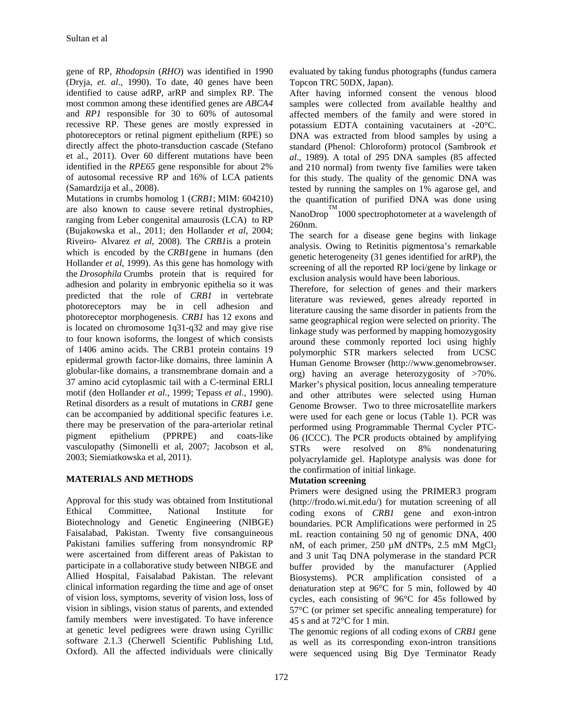gene of RP, *Rhodopsin* (*RHO*) was identified in 1990 (Dryja, *et. al*., 1990). To date, 40 genes have been identified to cause adRP, arRP and simplex RP. The most common among these identified genes are *ABCA4* and *RP1* responsible for 30 to 60% of autosomal recessive RP. These genes are mostly expressed in photoreceptors or retinal pigment epithelium (RPE) so directly affect the photo-transduction cascade (Stefano et al., 2011). Over 60 different mutations have been identified in the *RPE65* gene responsible for about 2% of autosomal recessive RP and 16% of LCA patients (Samardzija et al., 2008).

Mutations in crumbs homolog 1 (*CRB1*; MIM: 604210) are also known to cause severe retinal dystrophies, ranging from Leber congenital amaurosis (LCA) to RP (Bujakowska et al., 2011; den Hollander *et al*, 2004; Riveiro- Alvarez *et al*, 2008). The *CRB1*is a protein which is encoded by the *CRB1*gene in humans (den Hollander *et al*, 1999). As this gene has homology with the *Drosophila* Crumbs protein that is required for adhesion and polarity in embryonic epithelia so it was predicted that the role of *CRB1* in vertebrate photoreceptors may be in cell adhesion and photoreceptor morphogenesis. *CRB1* has 12 exons and is located on chromosome 1q31-q32 and may give rise to four known isoforms, the longest of which consists of 1406 amino acids. The CRB1 protein contains 19 epidermal growth factor-like domains, three laminin A globular-like domains, a transmembrane domain and a 37 amino acid cytoplasmic tail with a C-terminal ERLI motif (den Hollander *et al.*, 1999; Tepass *et al.*, 1990). Retinal disorders as a result of mutations in *CRB1* gene can be accompanied by additional specific features i.e. there may be preservation of the para-arteriolar retinal pigment epithelium (PPRPE) and coats-like vasculopathy (Simonelli et al, 2007; Jacobson et al, 2003; Siemiatkowska et al, 2011).

## MATERIALS AND METHODS

Approval for this study was obtained from Institutional Ethical Committee, National Institute for Biotechnology and Genetic Engineering (NIBGE) Faisalabad, Pakistan. Twenty five consanguineous Pakistani families suffering from nonsyndromic RP were ascertained from different areas of Pakistan to participate in a collaborative study between NIBGE and Allied Hospital, Faisalabad Pakistan. The relevant clinical information regarding the time and age of onset of vision loss, symptoms, severity of vision loss, loss of vision in siblings, vision status of parents, and extended family members were investigated. To have inference at genetic level pedigrees were drawn using Cyrillic software 2.1.3 (Cherwell Scientific Publishing Ltd, Oxford). All the affected individuals were clinically evaluated by taking fundus photographs (fundus camera Topcon TRC 50DX, Japan).

After having informed consent the venous blood samples were collected from available healthy and affected members of the family and were stored in potassium EDTA containing vacutainers at -20°C. DNA was extracted from blood samples by using a standard (Phenol: Chloroform) protocol (Sambrook *et al*., 1989). A total of 295 DNA samples (85 affected and 210 normal) from twenty five families were taken for this study. The quality of the genomic DNA was tested by running the samples on 1% agarose gel, and the quantification of purified DNA was done using NanoDrop™ 1000 spectrophotometer at a wavelength of 260nm.

The search for a disease gene begins with linkage analysis. Owing to Retinitis pigmentosa's remarkable genetic heterogeneity (31 genes identified for arRP), the screening of all the reported RP loci/gene by linkage or exclusion analysis would have been laborious.

Therefore, for selection of genes and their markers literature was reviewed, genes already reported in literature causing the same disorder in patients from the same geographical region were selected on priority. The linkage study was performed by mapping homozygosity around these commonly reported loci using highly polymorphic STR markers selected from UCSC Human Genome Browser (http://www.genomebrowser.org) having an average heterozygosity of >70%. Marker's physical position, locus annealing temperature and other attributes were selected using Human Genome Browser. Two to three microsatellite markers were used for each gene or locus (Table 1). PCR was performed using Programmable Thermal Cycler PTC-06 (ICCC). The PCR products obtained by amplifying STRs were resolved on 8% nondenaturing polyacrylamide gel. Haplotype analysis was done for the confirmation of initial linkage.

### Mutation screening

Primers were designed using the PRIMER3 program (http://frodo.wi.mit.edu/) for mutation screening of all coding exons of *CRB1* gene and exon-intron boundaries. PCR Amplifications were performed in 25 mL reaction containing 50 ng of genomic DNA, 400 nM, of each primer, 250 µM dNTPs, 2.5 mM $MgCl_2$ and 3 unit Taq DNA polymerase in the standard PCR buffer provided by the manufacturer (Applied Biosystems). PCR amplification consisted of a denaturation step at 96°C for 5 min, followed by 40 cycles, each consisting of 96°C for 45s followed by 57°C (or primer set specific annealing temperature) for 45 s and at 72°C for 1 min.

The genomic regions of all coding exons of *CRB1* gene as well as its corresponding exon-intron transitions were sequenced using Big Dye Terminator Ready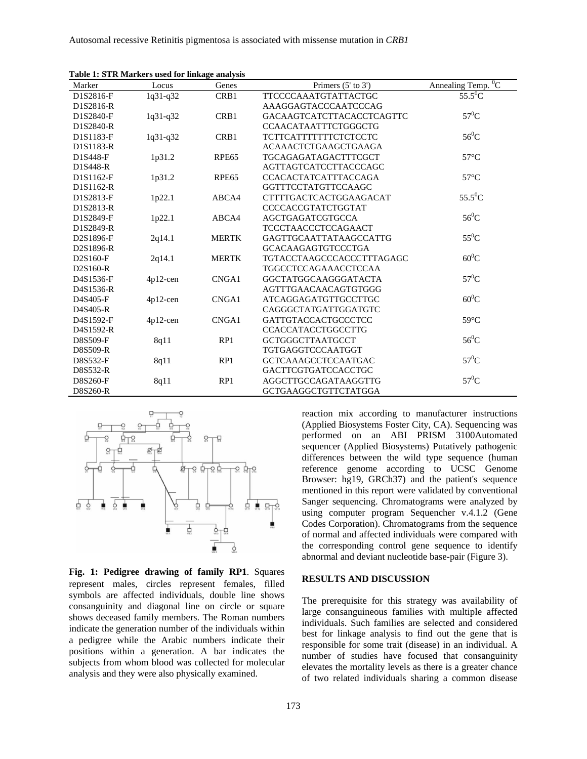**Table 1: STR Markers used for linkage analysis**

| Marker | Locus | Genes | Primers (5' to 3') | Annealing Temp. $^0$C |
|---|---|---|---|---|
| D1S2816-F | 1q31-q32 | CRB1 | TTCCCCAAATGTATTACTGC | 55.5$^0$C |
| D1S2816-R | | | AAAGGAGTACCCAATCCCAG | |
| D1S2840-F | 1q31-q32 | CRB1 | GACAAGTCATCTTACACCTCAGTTC | 57$^0$C |
| D1S2840-R | | | CCAACATAATTTCTGGGCTG | |
| D1S1183-F | 1q31-q32 | CRB1 | TCTTCATTTTTTTCTCTCCTC | 56$^0$C |
| D1S1183-R | | | ACAAACTCTGAAGCTGAAGA | |
| D1S448-F | 1p31.2 | RPE65 | TGCAGAGATAGACTTTCGCT | 57°C |
| D1S448-R | | | AGTTAGTCATCCTTACCCAGC | |
| D1S1162-F | 1p31.2 | RPE65 | CCACACTATCATTTACCAGA | 57°C |
| D1S1162-R | | | GGTTTCCTATGTTCCAAGC | |
| D1S2813-F | 1p22.1 | ABCA4 | CTTTTGACTCACTGGAAGACAT | 55.5$^0$C |
| D1S2813-R | | | CCCCACCGTATCTGGTAT | |
| D1S2849-F | 1p22.1 | ABCA4 | AGCTGAGATCGTGCCA | 56$^0$C |
| D1S2849-R | | | TCCCTAACCCTCCAGAACT | |
| D2S1896-F | 2q14.1 | MERTK | GAGTTGCAATTATAAGCCATTG | 55$^0$C |
| D2S1896-R | | | GCACAAGAGTGTCCCTGA | |
| D2S160-F | 2q14.1 | MERTK | TGTACCTAAGCCCACCCTTTAGAGC | 60$^0$C |
| D2S160-R | | | TGGCCTCCAGAAACCTCCAA | |
| D4S1536-F | 4p12-cen | CNGA1 | GGCTATGGCAAGGGATACTA | 57$^0$C |
| D4S1536-R | | | AGTTTGAACAACAGTGTGGG | |
| D4S405-F | 4p12-cen | CNGA1 | ATCAGGAGATGTTGCCTTGC | 60$^0$C |
| D4S405-R | | | CAGGGCTATGATTGGATGTC | |
| D4S1592-F | 4p12-cen | CNGA1 | GATTGTACCACTGCCCTCC | 59°C |
| D4S1592-R | | | CCACCATACCTGGCCTTG | |
| D8S509-F | 8q11 | RP1 | GCTGGGCTTAATGCCT | 56$^0$C |
| D8S509-R | | | TGTGAGGTCCCAATGGT | |
| D8S532-F | 8q11 | RP1 | GCTCAAAGCCTCCAATGAC | 57$^0$C |
| D8S532-R | | | GACTTCGTGATCCACCTGC | |
| D8S260-F | 8q11 | RP1 | AGGCTTGCCAGATAAGGTTG | 57$^0$C |
| D8S260-R | | | GCTGAAGGCTGTTCTATGGA | |

**Fig. 1: Pedigree drawing of family RP1**. Squares represent males, circles represent females, filled symbols are affected individuals, double line shows consanguinity and diagonal line on circle or square shows deceased family members. The Roman numbers indicate the generation number of the individuals within a pedigree while the Arabic numbers indicate their positions within a generation. A bar indicates the subjects from whom blood was collected for molecular analysis and they were also physically examined.

reaction mix according to manufacturer instructions (Applied Biosystems Foster City, CA). Sequencing was performed on an ABI PRISM 3100Automated sequencer (Applied Biosystems) Putatively pathogenic differences between the wild type sequence (human reference genome according to UCSC Genome Browser: hg19, GRCh37) and the patient's sequence mentioned in this report were validated by conventional Sanger sequencing. Chromatograms were analyzed by using computer program Sequencher v.4.1.2 (Gene Codes Corporation). Chromatograms from the sequence of normal and affected individuals were compared with the corresponding control gene sequence to identify abnormal and deviant nucleotide base-pair (Figure 3).

## RESULTS AND DISCUSSION

The prerequisite for this strategy was availability of large consanguineous families with multiple affected individuals. Such families are selected and considered best for linkage analysis to find out the gene that is responsible for some trait (disease) in an individual. A number of studies have focused that consanguinity elevates the mortality levels as there is a greater chance of two related individuals sharing a common disease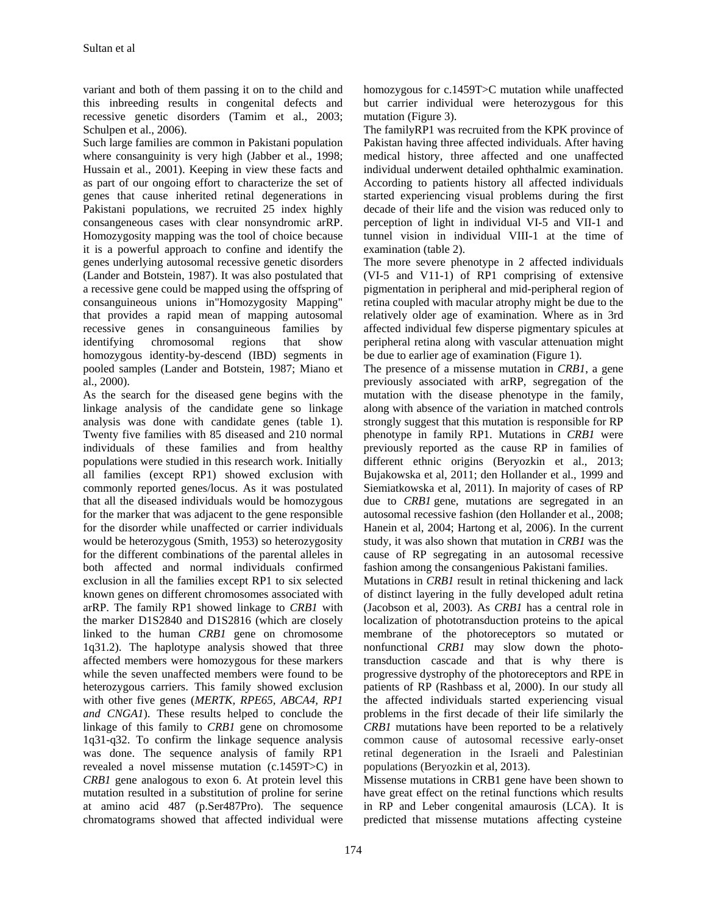variant and both of them passing it on to the child and this inbreeding results in congenital defects and recessive genetic disorders (Tamim et al., 2003; Schulpen et al., 2006).

Such large families are common in Pakistani population where consanguinity is very high (Jabber et al., 1998; Hussain et al., 2001). Keeping in view these facts and as part of our ongoing effort to characterize the set of genes that cause inherited retinal degenerations in Pakistani populations, we recruited 25 index highly consangeneous cases with clear nonsyndromic arRP. Homozygosity mapping was the tool of choice because it is a powerful approach to confine and identify the genes underlying autosomal recessive genetic disorders (Lander and Botstein, 1987). It was also postulated that a recessive gene could be mapped using the offspring of consanguineous unions in"Homozygosity Mapping" that provides a rapid mean of mapping autosomal recessive genes in consanguineous families by identifying chromosomal regions that show homozygous identity-by-descend (IBD) segments in pooled samples (Lander and Botstein, 1987; Miano et al., 2000).

As the search for the diseased gene begins with the linkage analysis of the candidate gene so linkage analysis was done with candidate genes (table 1). Twenty five families with 85 diseased and 210 normal individuals of these families and from healthy populations were studied in this research work. Initially all families (except RP1) showed exclusion with commonly reported genes/locus. As it was postulated that all the diseased individuals would be homozygous for the marker that was adjacent to the gene responsible for the disorder while unaffected or carrier individuals would be heterozygous (Smith, 1953) so heterozygosity for the different combinations of the parental alleles in both affected and normal individuals confirmed exclusion in all the families except RP1 to six selected known genes on different chromosomes associated with arRP. The family RP1 showed linkage to *CRB1* with the marker D1S2840 and D1S2816 (which are closely linked to the human *CRB1* gene on chromosome 1q31.2). The haplotype analysis showed that three affected members were homozygous for these markers while the seven unaffected members were found to be heterozygous carriers. This family showed exclusion with other five genes (*MERTK, RPE65, ABCA4, RP1 and CNGA1*). These results helped to conclude the linkage of this family to *CRB1* gene on chromosome 1q31-q32. To confirm the linkage sequence analysis was done. The sequence analysis of family RP1 revealed a novel missense mutation (c.1459T>C) in *CRB1* gene analogous to exon 6. At protein level this mutation resulted in a substitution of proline for serine at amino acid 487 (p.Ser487Pro). The sequence chromatograms showed that affected individual were homozygous for c.1459T>C mutation while unaffected but carrier individual were heterozygous for this mutation (Figure 3).

The familyRP1 was recruited from the KPK province of Pakistan having three affected individuals. After having medical history, three affected and one unaffected individual underwent detailed ophthalmic examination. According to patients history all affected individuals started experiencing visual problems during the first decade of their life and the vision was reduced only to perception of light in individual VI-5 and VII-1 and tunnel vision in individual VIII-1 at the time of examination (table 2).

The more severe phenotype in 2 affected individuals (VI-5 and V11-1) of RP1 comprising of extensive pigmentation in peripheral and mid-peripheral region of retina coupled with macular atrophy might be due to the relatively older age of examination. Where as in 3rd affected individual few disperse pigmentary spicules at peripheral retina along with vascular attenuation might be due to earlier age of examination (Figure 1).

The presence of a missense mutation in *CRB1*, a gene previously associated with arRP, segregation of the mutation with the disease phenotype in the family, along with absence of the variation in matched controls strongly suggest that this mutation is responsible for RP phenotype in family RP1. Mutations in *CRB1* were previously reported as the cause RP in families of different ethnic origins (Beryozkin et al., 2013; Bujakowska et al, 2011; den Hollander et al., 1999 and Siemiatkowska et al, 2011). In majority of cases of RP due to *CRB1* gene, mutations are segregated in an autosomal recessive fashion (den Hollander et al., 2008; Hanein et al, 2004; Hartong et al, 2006). In the current study, it was also shown that mutation in *CRB1* was the cause of RP segregating in an autosomal recessive fashion among the consangenious Pakistani families.

Mutations in *CRB1* result in retinal thickening and lack of distinct layering in the fully developed adult retina (Jacobson et al, 2003). As *CRB1* has a central role in localization of phototransduction proteins to the apical membrane of the photoreceptors so mutated or nonfunctional *CRB1* may slow down the photo-transduction cascade and that is why there is progressive dystrophy of the photoreceptors and RPE in patients of RP (Rashbass et al, 2000). In our study all the affected individuals started experiencing visual problems in the first decade of their life similarly the *CRB1* mutations have been reported to be a relatively common cause of autosomal recessive early-onset retinal degeneration in the Israeli and Palestinian populations (Beryozkin et al, 2013).

Missense mutations in CRB1 gene have been shown to have great effect on the retinal functions which results in RP and Leber congenital amaurosis (LCA). It is predicted that missense mutations affecting cysteine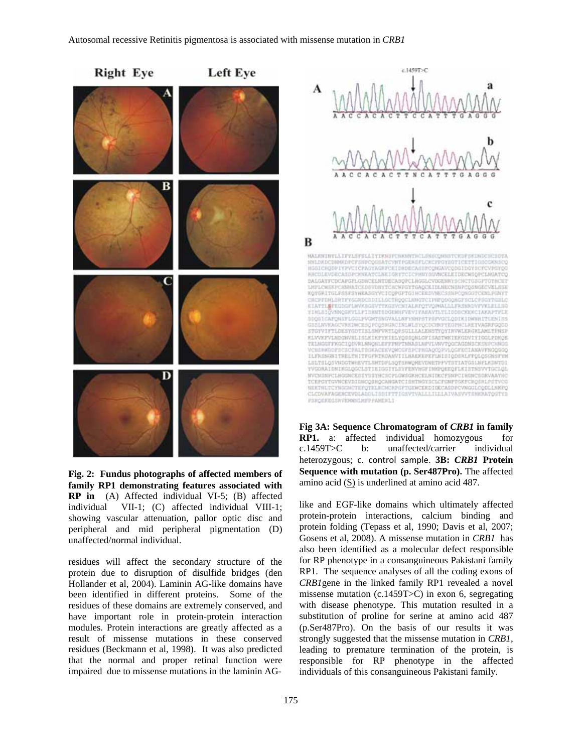**Fig. 2: Fundus photographs of affected members of family RP1 demonstrating features associated with RP in** (A) Affected individual VI-5; (B) affected individual VII-1; (C) affected individual VIII-1; showing vascular attenuation, pallor optic disc and peripheral and mid peripheral pigmentation (D) unaffected/normal individual.

**Fig 3A: Sequence Chromatogram of *CRB1* in family RP1.** a: affected individual homozygous for c.1459T>C b: unaffected/carrier individual heterozygous; c. control sample. **3B: *CRB1* Protein Sequence with mutation (p. Ser487Pro).** The affected amino acid (S) is underlined at amino acid 487.

residues will affect the secondary structure of the protein due to disruption of disulfide bridges (den Hollander et al, 2004). Laminin AG-like domains have been identified in different proteins. Some of the residues of these domains are extremely conserved, and have important role in protein-protein interaction modules. Protein interactions are greatly affected as a result of missense mutations in these conserved residues (Beckmann et al, 1998). It was also predicted that the normal and proper retinal function were impaired due to missense mutations in the laminin AG-like and EGF-like domains which ultimately affected protein-protein interactions, calcium binding and protein folding (Tepass et al, 1990; Davis et al, 2007; Gosens et al, 2008). A missense mutation in *CRB1* has also been identified as a molecular defect responsible for RP phenotype in a consanguineous Pakistani family RP1. The sequence analyses of all the coding exons of *CRB1*gene in the linked family RP1 revealed a novel missense mutation (c.1459T>C) in exon 6, segregating with disease phenotype. This mutation resulted in a substitution of proline for serine at amino acid 487 (p.Ser487Pro). On the basis of our results it was strongly suggested that the missense mutation in *CRB1*, leading to premature termination of the protein, is responsible for RP phenotype in the affected individuals of this consanguineous Pakistani family.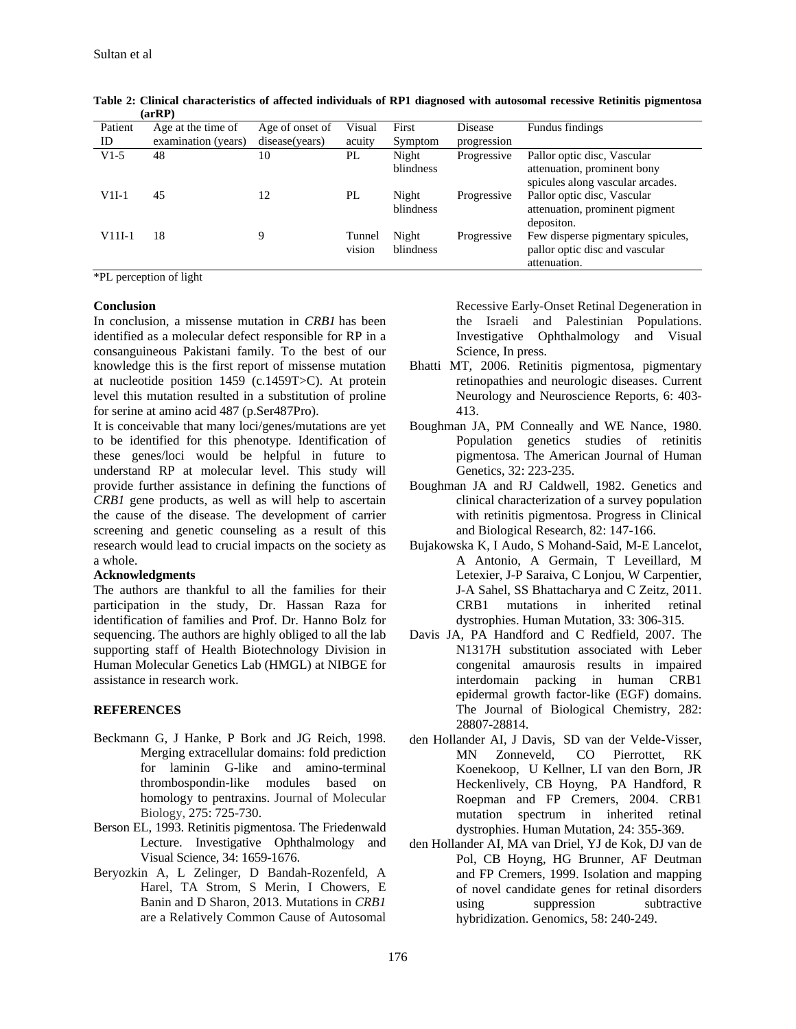**Table 2: Clinical characteristics of affected individuals of RP1 diagnosed with autosomal recessive Retinitis pigmentosa (arRP)**

| Patient ID | Age at the time of examination (years) | Age of onset of disease(years) | Visual acuity | First Symptom | Disease progression | Fundus findings |
|---|---|---|---|---|---|---|
| V1-5 | 48 | 10 | PL | Night blindness | Progressive | Pallor optic disc, Vascular attenuation, prominent bony spicules along vascular arcades. |
| V1I-1 | 45 | 12 | PL | Night blindness | Progressive | Pallor optic disc, Vascular attenuation, prominent pigment depositon. |
| V11I-1 | 18 | 9 | Tunnel vision | Night blindness | Progressive | Few disperse pigmentary spicules, pallor optic disc and vascular attenuation. |

*PL perception of light

### Conclusion

In conclusion, a missense mutation in *CRB1* has been identified as a molecular defect responsible for RP in a consanguineous Pakistani family. To the best of our knowledge this is the first report of missense mutation at nucleotide position 1459 (c.1459T>C). At protein level this mutation resulted in a substitution of proline for serine at amino acid 487 (p.Ser487Pro).

It is conceivable that many loci/genes/mutations are yet to be identified for this phenotype. Identification of these genes/loci would be helpful in future to understand RP at molecular level. This study will provide further assistance in defining the functions of *CRB1* gene products, as well as will help to ascertain the cause of the disease. The development of carrier screening and genetic counseling as a result of this research would lead to crucial impacts on the society as a whole.

### Acknowledgments

The authors are thankful to all the families for their participation in the study, Dr. Hassan Raza for identification of families and Prof. Dr. Hanno Bolz for sequencing. The authors are highly obliged to all the lab supporting staff of Health Biotechnology Division in Human Molecular Genetics Lab (HMGL) at NIBGE for assistance in research work.

## REFERENCES

Beckmann G, J Hanke, P Bork and JG Reich, 1998. Merging extracellular domains: fold prediction for laminin G-like and amino-terminal thrombospondin-like modules based on homology to pentraxins. Journal of Molecular Biology, 275: 725-730.

Berson EL, 1993. Retinitis pigmentosa. The Friedenwald Lecture. Investigative Ophthalmology and Visual Science, 34: 1659-1676.

Beryozkin A, L Zelinger, D Bandah-Rozenfeld, A Harel, TA Strom, S Merin, I Chowers, E Banin and D Sharon, 2013. Mutations in *CRB1* are a Relatively Common Cause of Autosomal Recessive Early-Onset Retinal Degeneration in the Israeli and Palestinian Populations. Investigative Ophthalmology and Visual Science, In press.

Bhatti MT, 2006. Retinitis pigmentosa, pigmentary retinopathies and neurologic diseases. Current Neurology and Neuroscience Reports, 6: 403-413.

Boughman JA, PM Conneally and WE Nance, 1980. Population genetics studies of retinitis pigmentosa. The American Journal of Human Genetics, 32: 223-235.

Boughman JA and RJ Caldwell, 1982. Genetics and clinical characterization of a survey population with retinitis pigmentosa. Progress in Clinical and Biological Research, 82: 147-166.

Bujakowska K, I Audo, S Mohand-Said, M-E Lancelot, A Antonio, A Germain, T Leveillard, M Letexier, J-P Saraiva, C Lonjou, W Carpentier, J-A Sahel, SS Bhattacharya and C Zeitz, 2011. CRB1 mutations in inherited retinal dystrophies. Human Mutation, 33: 306-315.

Davis JA, PA Handford and C Redfield, 2007. The N1317H substitution associated with Leber congenital amaurosis results in impaired interdomain packing in human CRB1 epidermal growth factor-like (EGF) domains. The Journal of Biological Chemistry, 282: 28807-28814.

den Hollander AI, J Davis, SD van der Velde-Visser, MN Zonneveld, CO Pierrottet, RK Koenekoop, U Kellner, LI van den Born, JR Heckenlively, CB Hoyng, PA Handford, R Roepman and FP Cremers, 2004. CRB1 mutation spectrum in inherited retinal dystrophies. Human Mutation, 24: 355-369.

den Hollander AI, MA van Driel, YJ de Kok, DJ van de Pol, CB Hoyng, HG Brunner, AF Deutman and FP Cremers, 1999. Isolation and mapping of novel candidate genes for retinal disorders using suppression subtractive hybridization. Genomics, 58: 240-249.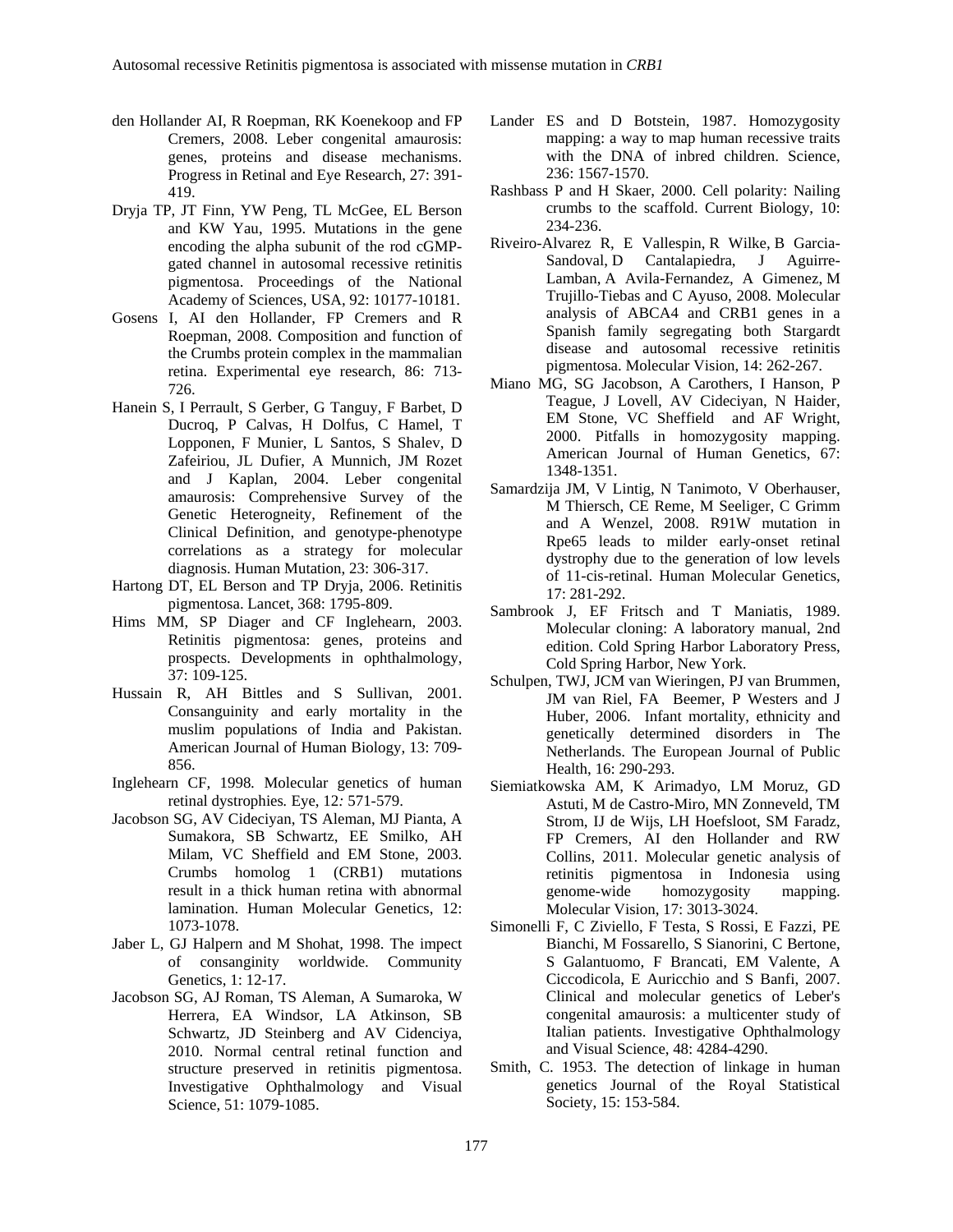den Hollander AI, R Roepman, RK Koenekoop and FP Cremers, 2008. Leber congenital amaurosis: genes, proteins and disease mechanisms. Progress in Retinal and Eye Research, 27: 391-419.

Dryja TP, JT Finn, YW Peng, TL McGee, EL Berson and KW Yau, 1995. Mutations in the gene encoding the alpha subunit of the rod cGMP-gated channel in autosomal recessive retinitis pigmentosa. Proceedings of the National Academy of Sciences, USA, 92: 10177-10181.

Gosens I, AI den Hollander, FP Cremers and R Roepman, 2008. Composition and function of the Crumbs protein complex in the mammalian retina. Experimental eye research, 86: 713-726.

Hanein S, I Perrault, S Gerber, G Tanguy, F Barbet, D Ducroq, P Calvas, H Dolfus, C Hamel, T Lopponen, F Munier, L Santos, S Shalev, D Zafeiriou, JL Dufier, A Munnich, JM Rozet and J Kaplan, 2004. Leber congenital amaurosis: Comprehensive Survey of the Genetic Heterogeneity, Refinement of the Clinical Definition, and genotype-phenotype correlations as a strategy for molecular diagnosis. Human Mutation, 23: 306-317.

Hartong DT, EL Berson and TP Dryja, 2006. Retinitis pigmentosa. Lancet, 368: 1795-809.

Hims MM, SP Diager and CF Inglehearn, 2003. Retinitis pigmentosa: genes, proteins and prospects. Developments in ophthalmology, 37: 109-125.

Hussain R, AH Bittles and S Sullivan, 2001. Consanguinity and early mortality in the muslim populations of India and Pakistan. American Journal of Human Biology, 13: 709-856.

Inglehearn CF, 1998*.* Molecular genetics of human retinal dystrophies*.* Eye, 12*:* 571-579.

Jacobson SG, AV Cideciyan, TS Aleman, MJ Pianta, A Sumakora, SB Schwartz, EE Smilko, AH Milam, VC Sheffield and EM Stone, 2003. Crumbs homolog 1 (CRB1) mutations result in a thick human retina with abnormal lamination. Human Molecular Genetics, 12: 1073-1078.

Jaber L, GJ Halpern and M Shohat, 1998. The impact of consanginity worldwide. Community Genetics, 1: 12-17.

Jacobson SG, AJ Roman, TS Aleman, A Sumaroka, W Herrera, EA Windsor, LA Atkinson, SB Schwartz, JD Steinberg and AV Cidenciya, 2010. Normal central retinal function and structure preserved in retinitis pigmentosa. Investigative Ophthalmology and Visual Science, 51: 1079-1085.

Lander ES and D Botstein, 1987. Homozygosity mapping: a way to map human recessive traits with the DNA of inbred children. Science, 236: 1567-1570.

Rashbass P and H Skaer, 2000. Cell polarity: Nailing crumbs to the scaffold. Current Biology, 10: 234-236.

Riveiro-Alvarez R, E Vallespin, R Wilke, B Garcia-Sandoval, D Cantalapiedra, J Aguirre-Lamban, A Avila-Fernandez, A Gimenez, M Trujillo-Tiebas and C Ayuso, 2008. Molecular analysis of ABCA4 and CRB1 genes in a Spanish family segregating both Stargardt disease and autosomal recessive retinitis pigmentosa. Molecular Vision, 14: 262-267.

Miano MG, SG Jacobson, A Carothers, I Hanson, P Teague, J Lovell, AV Cideciyan, N Haider, EM Stone, VC Sheffield and AF Wright, 2000. Pitfalls in homozygosity mapping. American Journal of Human Genetics, 67: 1348-1351.

Samardzija JM, V Lintig, N Tanimoto, V Oberhauser, M Thiersch, CE Reme, M Seeliger, C Grimm and A Wenzel, 2008. R91W mutation in Rpe65 leads to milder early-onset retinal dystrophy due to the generation of low levels of 11-cis-retinal. Human Molecular Genetics, 17: 281-292.

Sambrook J, EF Fritsch and T Maniatis, 1989. Molecular cloning: A laboratory manual, 2nd edition. Cold Spring Harbor Laboratory Press, Cold Spring Harbor, New York.

Schulpen, TWJ, JCM van Wieringen, PJ van Brummen, JM van Riel, FA Beemer, P Westers and J Huber, 2006. Infant mortality, ethnicity and genetically determined disorders in The Netherlands. The European Journal of Public Health, 16: 290-293.

Siemiatkowska AM, K Arimadyo, LM Moruz, GD Astuti, M de Castro-Miro, MN Zonneveld, TM Strom, IJ de Wijs, LH Hoefsloot, SM Faradz, FP Cremers, AI den Hollander and RW Collins, 2011. Molecular genetic analysis of retinitis pigmentosa in Indonesia using genome-wide homozygosity mapping. Molecular Vision, 17: 3013-3024.

Simonelli F, C Ziviello, F Testa, S Rossi, E Fazzi, PE Bianchi, M Fossarello, S Sianorini, C Bertone, S Galantuomo, F Brancati, EM Valente, A Ciccodicola, E Auricchio and S Banfi, 2007. Clinical and molecular genetics of Leber's congenital amaurosis: a multicenter study of Italian patients. Investigative Ophthalmology and Visual Science, 48: 4284-4290.

Smith, C. 1953. The detection of linkage in human genetics Journal of the Royal Statistical Society, 15: 153-584.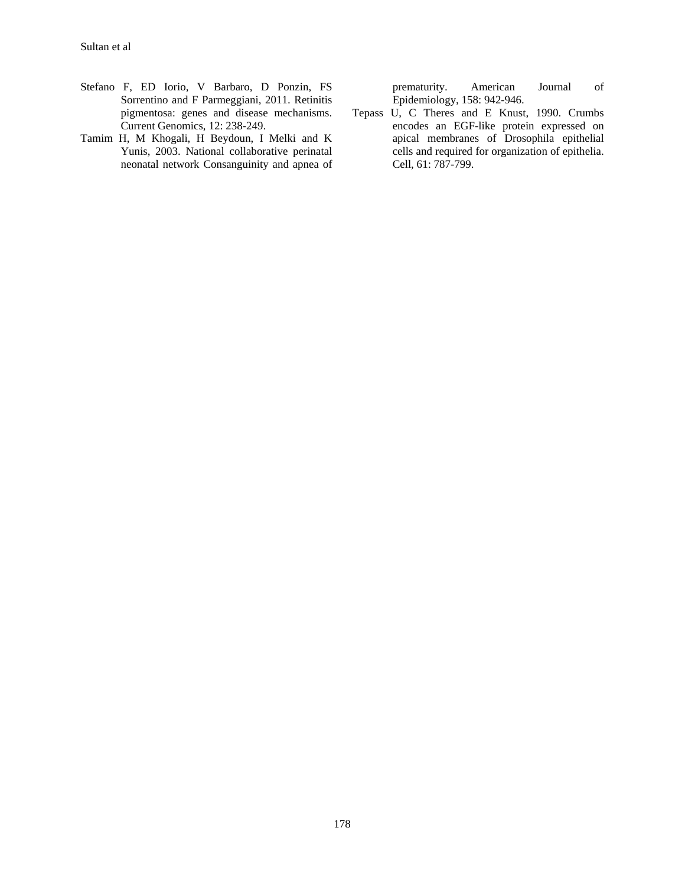Stefano F, ED Iorio, V Barbaro, D Ponzin, FS Sorrentino and F Parmeggiani, 2011. Retinitis pigmentosa: genes and disease mechanisms. Current Genomics, 12: 238-249.

Tamim H, M Khogali, H Beydoun, I Melki and K Yunis, 2003. National collaborative perinatal neonatal network Consanguinity and apnea of prematurity. American Journal of Epidemiology, 158: 942-946.

Tepass U, C Theres and E Knust, 1990. Crumbs encodes an EGF-like protein expressed on apical membranes of Drosophila epithelial cells and required for organization of epithelia. Cell, 61: 787-799.